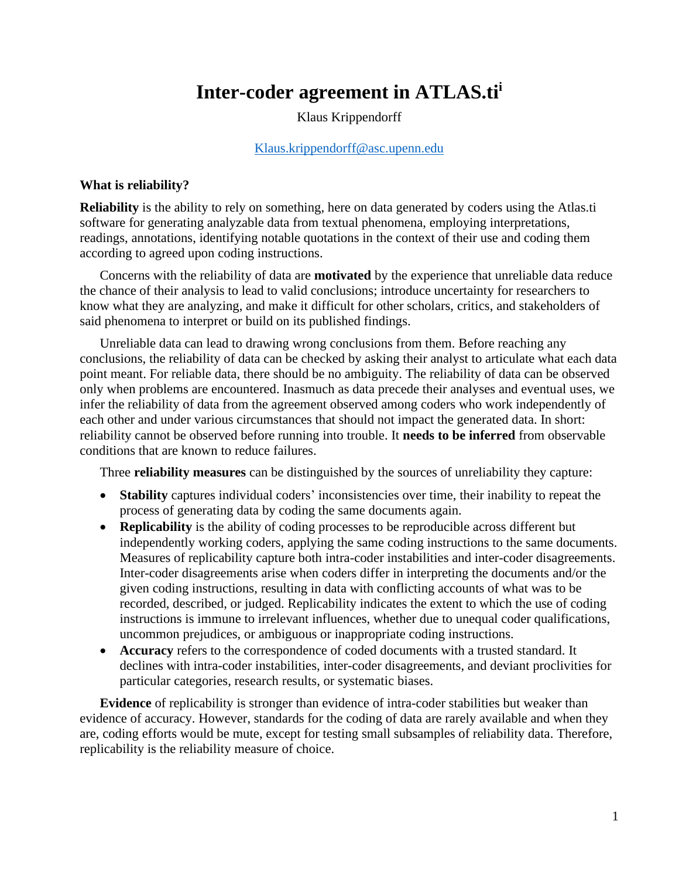# Inter-coder agreement in ATLAS.ti[i]

Klaus Krippendorff

Klaus.krippendorff@asc.upenn.edu

### What is reliability?

**Reliability** is the ability to rely on something, here on data generated by coders using the Atlas.ti software for generating analyzable data from textual phenomena, employing interpretations, readings, annotations, identifying notable quotations in the context of their use and coding them according to agreed upon coding instructions.

Concerns with the reliability of data are **motivated** by the experience that unreliable data reduce the chance of their analysis to lead to valid conclusions; introduce uncertainty for researchers to know what they are analyzing, and make it difficult for other scholars, critics, and stakeholders of said phenomena to interpret or build on its published findings.

Unreliable data can lead to drawing wrong conclusions from them. Before reaching any conclusions, the reliability of data can be checked by asking their analyst to articulate what each data point meant. For reliable data, there should be no ambiguity. The reliability of data can be observed only when problems are encountered. Inasmuch as data precede their analyses and eventual uses, we infer the reliability of data from the agreement observed among coders who work independently of each other and under various circumstances that should not impact the generated data. In short: reliability cannot be observed before running into trouble. It **needs to be inferred** from observable conditions that are known to reduce failures.

Three **reliability measures** can be distinguished by the sources of unreliability they capture:

- **Stability** captures individual coders' inconsistencies over time, their inability to repeat the process of generating data by coding the same documents again.
- **Replicability** is the ability of coding processes to be reproducible across different but independently working coders, applying the same coding instructions to the same documents. Measures of replicability capture both intra-coder instabilities and inter-coder disagreements. Inter-coder disagreements arise when coders differ in interpreting the documents and/or the given coding instructions, resulting in data with conflicting accounts of what was to be recorded, described, or judged. Replicability indicates the extent to which the use of coding instructions is immune to irrelevant influences, whether due to unequal coder qualifications, uncommon prejudices, or ambiguous or inappropriate coding instructions.
- **Accuracy** refers to the correspondence of coded documents with a trusted standard. It declines with intra-coder instabilities, inter-coder disagreements, and deviant proclivities for particular categories, research results, or systematic biases.

**Evidence** of replicability is stronger than evidence of intra-coder stabilities but weaker than evidence of accuracy. However, standards for the coding of data are rarely available and when they are, coding efforts would be mute, except for testing small subsamples of reliability data. Therefore, replicability is the reliability measure of choice.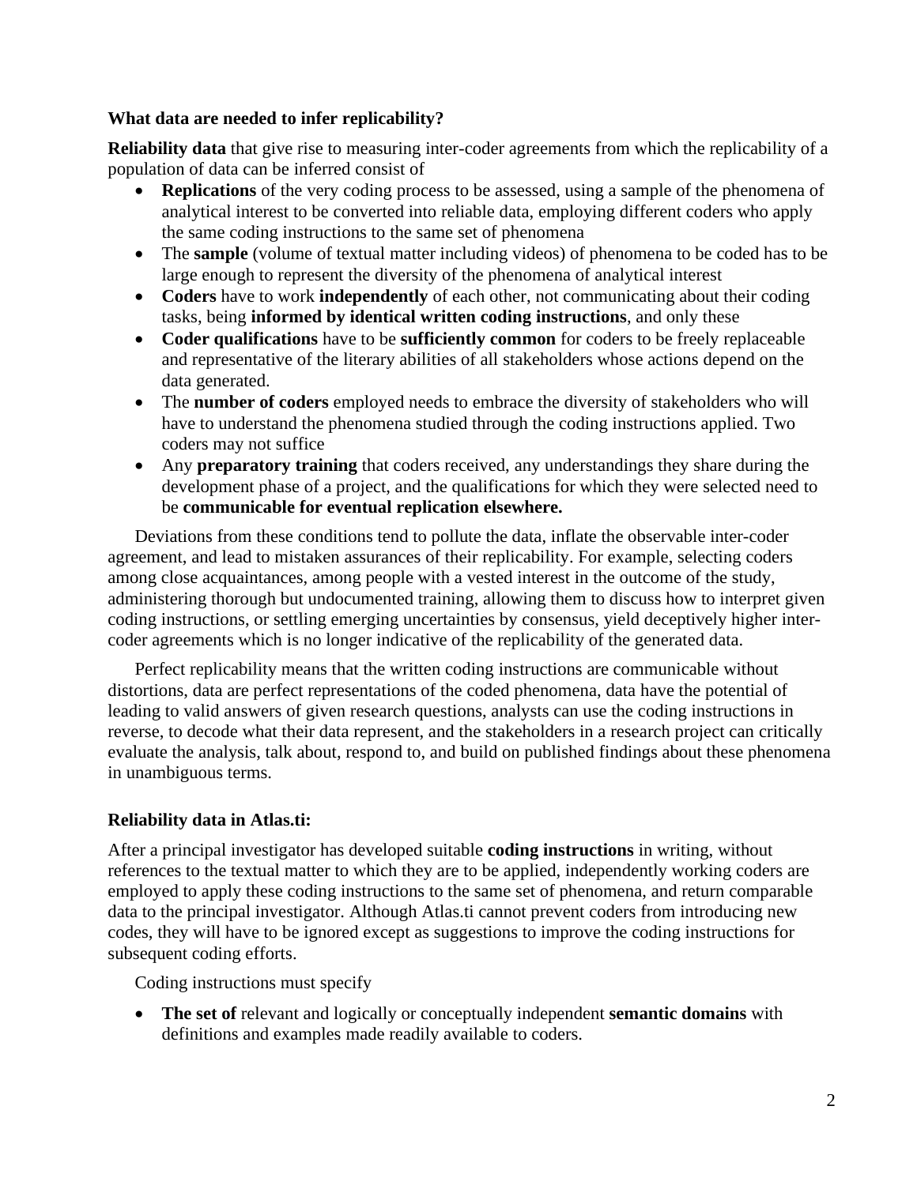**What data are needed to infer replicability?**

**Reliability data** that give rise to measuring inter-coder agreements from which the replicability of a population of data can be inferred consist of

- **Replications** of the very coding process to be assessed, using a sample of the phenomena of analytical interest to be converted into reliable data, employing different coders who apply the same coding instructions to the same set of phenomena
- The **sample** (volume of textual matter including videos) of phenomena to be coded has to be large enough to represent the diversity of the phenomena of analytical interest
- **Coders** have to work **independently** of each other, not communicating about their coding tasks, being **informed by identical written coding instructions**, and only these
- **Coder qualifications** have to be **sufficiently common** for coders to be freely replaceable and representative of the literary abilities of all stakeholders whose actions depend on the data generated.
- The **number of coders** employed needs to embrace the diversity of stakeholders who will have to understand the phenomena studied through the coding instructions applied. Two coders may not suffice
- Any **preparatory training** that coders received, any understandings they share during the development phase of a project, and the qualifications for which they were selected need to be **communicable for eventual replication elsewhere.**

Deviations from these conditions tend to pollute the data, inflate the observable inter-coder agreement, and lead to mistaken assurances of their replicability. For example, selecting coders among close acquaintances, among people with a vested interest in the outcome of the study, administering thorough but undocumented training, allowing them to discuss how to interpret given coding instructions, or settling emerging uncertainties by consensus, yield deceptively higher inter-coder agreements which is no longer indicative of the replicability of the generated data.

Perfect replicability means that the written coding instructions are communicable without distortions, data are perfect representations of the coded phenomena, data have the potential of leading to valid answers of given research questions, analysts can use the coding instructions in reverse, to decode what their data represent, and the stakeholders in a research project can critically evaluate the analysis, talk about, respond to, and build on published findings about these phenomena in unambiguous terms.

**Reliability data in Atlas.ti:**

After a principal investigator has developed suitable **coding instructions** in writing, without references to the textual matter to which they are to be applied, independently working coders are employed to apply these coding instructions to the same set of phenomena, and return comparable data to the principal investigator. Although Atlas.ti cannot prevent coders from introducing new codes, they will have to be ignored except as suggestions to improve the coding instructions for subsequent coding efforts.

Coding instructions must specify

- **The set of** relevant and logically or conceptually independent **semantic domains** with definitions and examples made readily available to coders.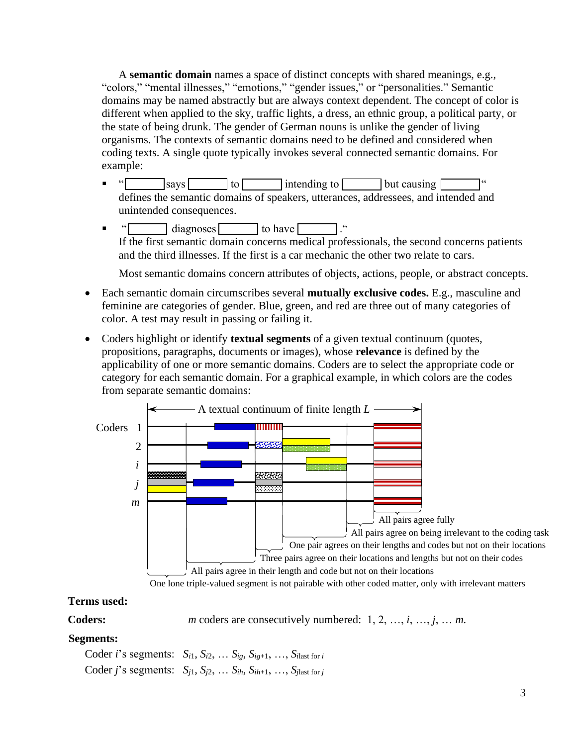A **semantic domain** names a space of distinct concepts with shared meanings, e.g., "colors," "mental illnesses," "emotions," "gender issues," or "personalities." Semantic domains may be named abstractly but are always context dependent. The concept of color is different when applied to the sky, traffic lights, a dress, an ethnic group, a political party, or the state of being drunk. The gender of German nouns is unlike the gender of living organisms. The contexts of semantic domains need to be defined and considered when coding texts. A single quote typically invokes several connected semantic domains. For example:

- "[ ] says [ ] to [ ] intending to [ ] but causing [ ]"
  defines the semantic domains of speakers, utterances, addressees, and intended and unintended consequences.
- "[ ] diagnoses [ ] to have [ ]."
  If the first semantic domain concerns medical professionals, the second concerns patients and the third illnesses. If the first is a car mechanic the other two relate to cars.

  Most semantic domains concern attributes of objects, actions, people, or abstract concepts.

- Each semantic domain circumscribes several **mutually exclusive codes.** E.g., masculine and feminine are categories of gender. Blue, green, and red are three out of many categories of color. A test may result in passing or failing it.
- Coders highlight or identify **textual segments** of a given textual continuum (quotes, propositions, paragraphs, documents or images), whose **relevance** is defined by the applicability of one or more semantic domains. Coders are to select the appropriate code or category for each semantic domain. For a graphical example, in which colors are the codes from separate semantic domains:

A textual continuum of finite length $L$

Coders 1, 2, $i$, $j$, $m$

All pairs agree fully

All pairs agree on being irrelevant to the coding task

One pair agrees on their lengths and codes but not on their locations

Three pairs agree on their locations and lengths but not on their codes

All pairs agree in their length and code but not on their locations

One lone triple-valued segment is not pairable with other coded matter, only with irrelevant matters

**Terms used:**

**Coders:** $m$ coders are consecutively numbered: 1, 2, …, $i$, …, $j$, … $m$.

**Segments:**

Coder $i$'s segments: $S_{i1}, S_{i2}, \ldots S_{ig}, S_{ig+1}, \ldots, S_{i\text{last for } i}$

Coder $j$'s segments: $S_{j1}, S_{j2}, \ldots S_{ih}, S_{ih+1}, \ldots, S_{j\text{last for } j}$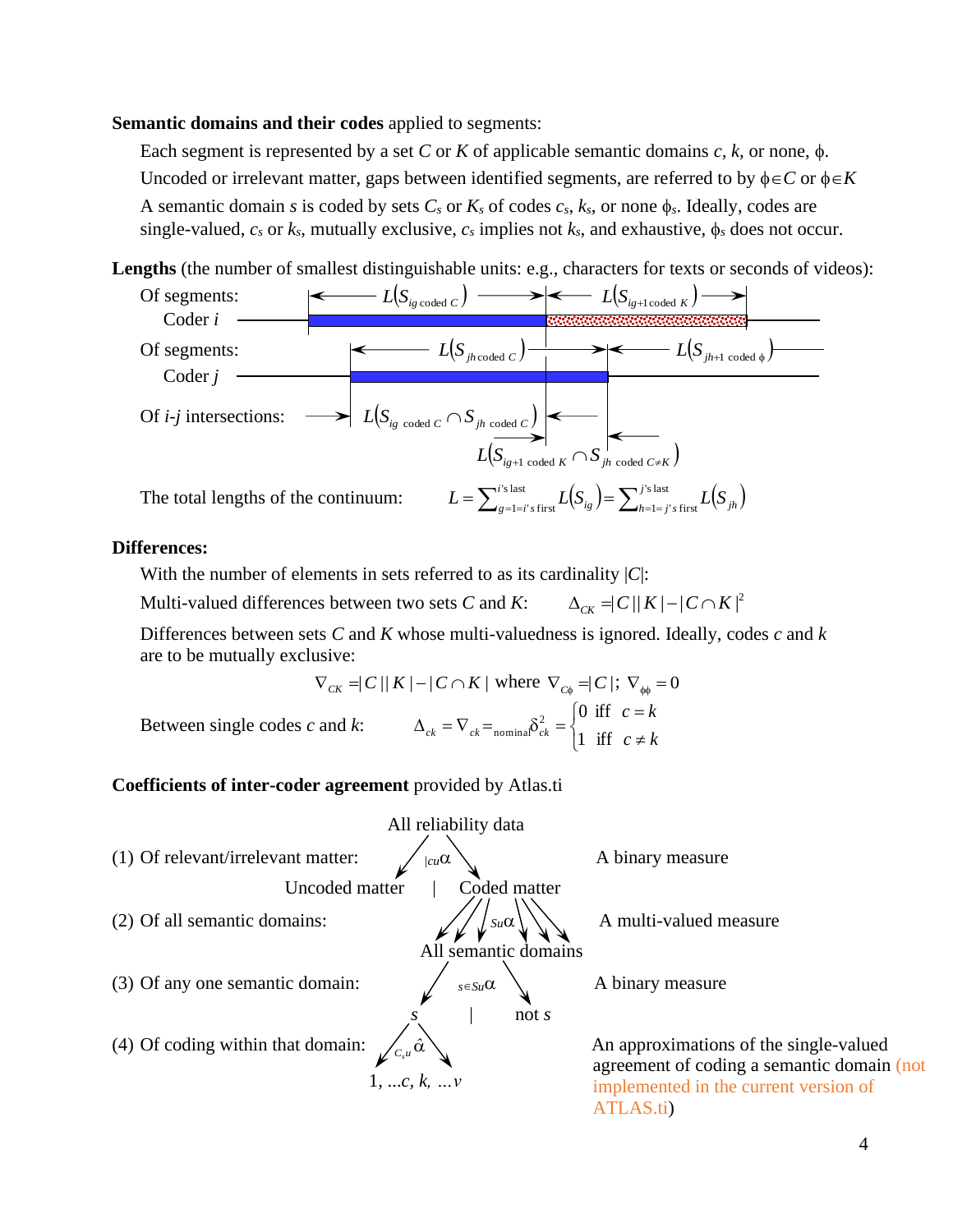**Semantic domains and their codes** applied to segments:

Each segment is represented by a set $C$ or $K$ of applicable semantic domains $c$, $k$, or none, $\phi$.

Uncoded or irrelevant matter, gaps between identified segments, are referred to by $\phi \in C$ or $\phi \in K$

A semantic domain $s$ is coded by sets $C_s$ or $K_s$ of codes $c_s$, $k_s$, or none $\phi_s$. Ideally, codes are single-valued, $c_s$ or $k_s$, mutually exclusive, $c_s$ implies not $k_s$, and exhaustive, $\phi_s$ does not occur.

**Lengths** (the number of smallest distinguishable units: e.g., characters for texts or seconds of videos):

Of segments: Coder $i$ — $L\left(S_{ig \text{ coded } C}\right)$, $L\left(S_{ig+1 \text{ coded } K}\right)$

Of segments: Coder $j$ — $L\left(S_{jh \text{ coded } C}\right)$, $L\left(S_{jh+1 \text{ coded } \phi}\right)$

Of $i$-$j$ intersections: $L\left(S_{ig \text{ coded } C} \cap S_{jh \text{ coded } C}\right)$, $L\left(S_{ig+1 \text{ coded } K} \cap S_{jh \text{ coded } C \neq K}\right)$

The total lengths of the continuum: $$L = \sum_{g=1=i\text{'s first}}^{i\text{'s last}} L\left(S_{ig}\right) = \sum_{h=1=j\text{'s first}}^{j\text{'s last}} L\left(S_{jh}\right)$$

**Differences:**

With the number of elements in sets referred to as its cardinality $|C|$:

Multi-valued differences between two sets $C$ and $K$: $\Delta_{CK} = |C||K| - |C \cap K|^2$

Differences between sets $C$ and $K$ whose multi-valuedness is ignored. Ideally, codes $c$ and $k$ are to be mutually exclusive:

$$\nabla_{CK} = |C||K| - |C \cap K| \text{ where } \nabla_{C\phi} = |C|;\ \nabla_{\phi\phi} = 0$$

Between single codes $c$ and $k$: $$\Delta_{ck} = \nabla_{ck} = {}_{\text{nominal}}\delta^2_{ck} = \begin{cases} 0 & \text{iff } c = k \\ 1 & \text{iff } c \neq k \end{cases}$$

**Coefficients of inter-coder agreement** provided by Atlas.ti

- (1) Of relevant/irrelevant matter: All reliability data → $_{|cu}\alpha$ → Uncoded matter | Coded matter — A binary measure
- (2) Of all semantic domains: Coded matter → $_{Su}\alpha$ → All semantic domains — A multi-valued measure
- (3) Of any one semantic domain: All semantic domains → $_{s\in Su}\alpha$ → $s$ | not $s$ — A binary measure
- (4) Of coding within that domain: $s$ → $_{C_s u}\hat{\alpha}$ → 1, ...$c$, $k$, ...$v$ — An approximations of the single-valued agreement of coding a semantic domain (not implemented in the current version of ATLAS.ti)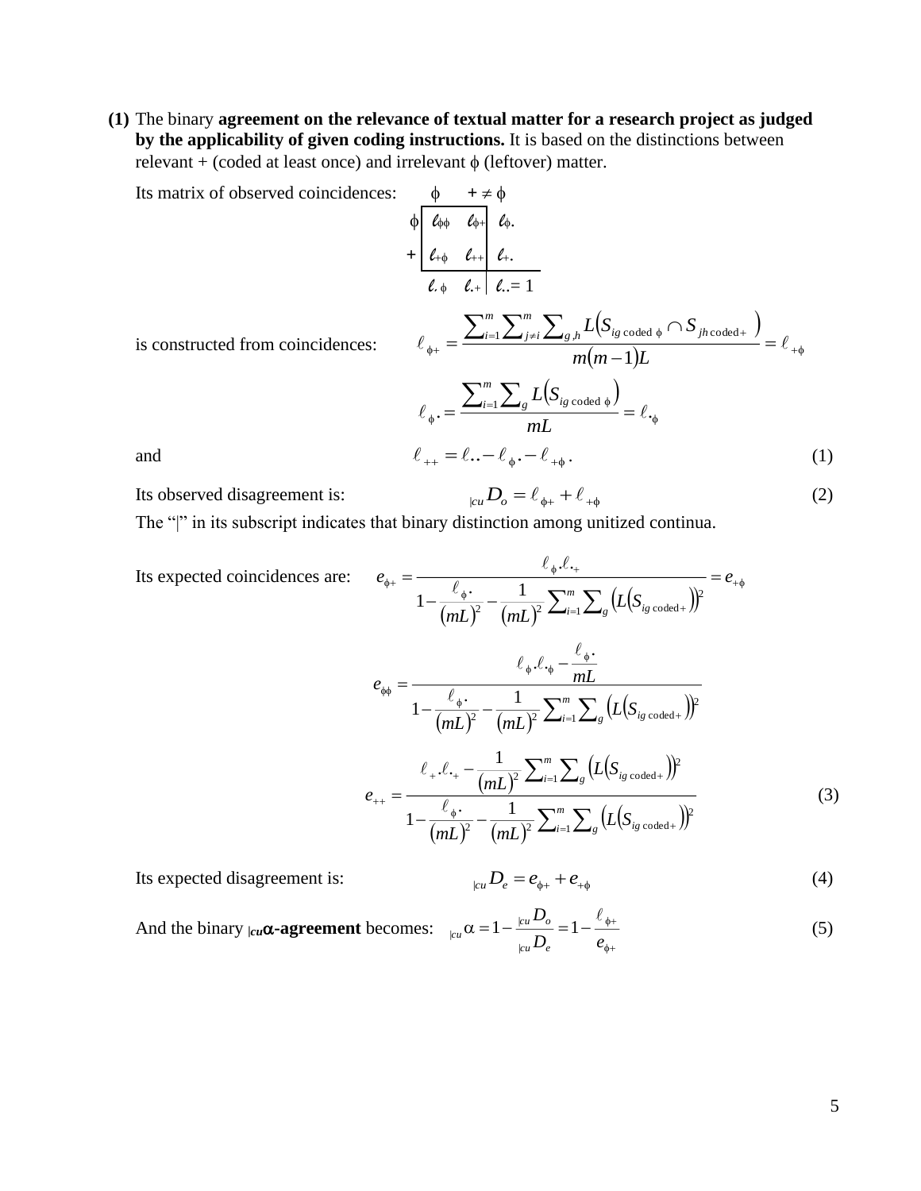**(1)** The binary **agreement on the relevance of textual matter for a research project as judged by the applicability of given coding instructions.** It is based on the distinctions between relevant + (coded at least once) and irrelevant $\phi$ (leftover) matter.

Its matrix of observed coincidences:

|  | $\phi$ | $+ \neq \phi$ |  |
|---|---|---|---|
| $\phi$ | $\ell_{\phi\phi}$ | $\ell_{\phi+}$ | $\ell_{\phi\cdot}$ |
| $+$ | $\ell_{+\phi}$ | $\ell_{++}$ | $\ell_{+\cdot}$ |
|  | $\ell_{\cdot\phi}$ | $\ell_{\cdot+}$ | $\ell_{\cdot\cdot} = 1$ |

is constructed from coincidences:

$$\ell_{\phi+} = \frac{\sum_{i=1}^{m}\sum_{j\neq i}^{m}\sum_{g,h} L\left(S_{ig\,\text{coded}\,\phi} \cap S_{jh\,\text{coded}+}\right)}{m(m-1)L} = \ell_{+\phi}$$

$$\ell_{\phi\cdot} = \frac{\sum_{i=1}^{m}\sum_{g} L\left(S_{ig\,\text{coded}\,\phi}\right)}{mL} = \ell_{\cdot\phi}$$

and

$$\ell_{++} = \ell_{\cdot\cdot} - \ell_{\phi\cdot} - \ell_{+\phi}\,. \tag{1}$$

Its observed disagreement is:

$$_{|cu}D_o = \ell_{\phi+} + \ell_{+\phi} \tag{2}$$

The "|" in its subscript indicates that binary distinction among unitized continua.

Its expected coincidences are:

$$e_{\phi+} = \frac{\ell_{\phi\cdot}\ell_{\cdot+}}{1 - \frac{\ell_{\phi\cdot}}{(mL)^2} - \frac{1}{(mL)^2}\sum_{i=1}^{m}\sum_{g}\left(L\left(S_{ig\,\text{coded}+}\right)\right)^2} = e_{+\phi}$$

$$e_{\phi\phi} = \frac{\ell_{\phi\cdot}\ell_{\cdot\phi} - \frac{\ell_{\phi\cdot}}{mL}}{1 - \frac{\ell_{\phi\cdot}}{(mL)^2} - \frac{1}{(mL)^2}\sum_{i=1}^{m}\sum_{g}\left(L\left(S_{ig\,\text{coded}+}\right)\right)^2}$$

$$e_{++} = \frac{\ell_{+\cdot}\ell_{\cdot+} - \frac{1}{(mL)^2}\sum_{i=1}^{m}\sum_{g}\left(L\left(S_{ig\,\text{coded}+}\right)\right)^2}{1 - \frac{\ell_{\phi\cdot}}{(mL)^2} - \frac{1}{(mL)^2}\sum_{i=1}^{m}\sum_{g}\left(L\left(S_{ig\,\text{coded}+}\right)\right)^2} \tag{3}$$

Its expected disagreement is:

$$_{|cu}D_e = e_{\phi+} + e_{+\phi} \tag{4}$$

And the binary **$_{|cu}\alpha$-agreement** becomes:

$$_{|cu}\alpha = 1 - \frac{_{|cu}D_o}{_{|cu}D_e} = 1 - \frac{\ell_{\phi+}}{e_{\phi+}} \tag{5}$$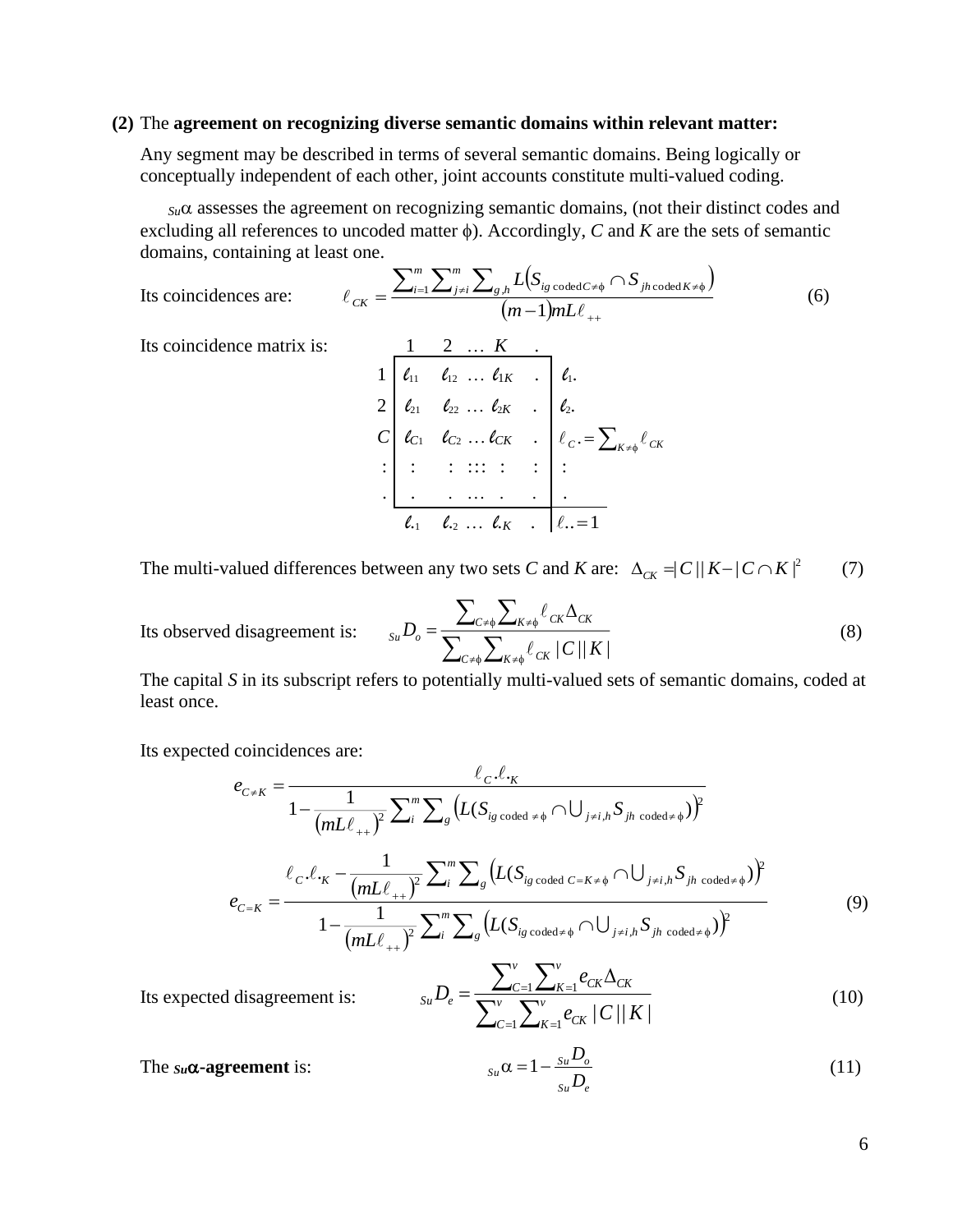**(2)** The **agreement on recognizing diverse semantic domains within relevant matter:**

Any segment may be described in terms of several semantic domains. Being logically or conceptually independent of each other, joint accounts constitute multi-valued coding.

${}_{Su}\alpha$ assesses the agreement on recognizing semantic domains, (not their distinct codes and excluding all references to uncoded matter $\phi$). Accordingly, $C$ and $K$ are the sets of semantic domains, containing at least one.

Its coincidences are:

$$\ell_{CK} = \frac{\sum_{i=1}^{m}\sum_{j\neq i}^{m}\sum_{g,h} L\left(S_{ig\,\text{coded}\,C\neq\phi} \cap S_{jh\,\text{coded}\,K\neq\phi}\right)}{(m-1)mL\ell_{++}} \tag{6}$$

Its coincidence matrix is:

| | 1 | 2 | … | $K$ | . | |
|---|---|---|---|---|---|---|
| 1 | $\ell_{11}$ | $\ell_{12}$ | … | $\ell_{1K}$ | . | $\ell_{1\cdot}$ |
| 2 | $\ell_{21}$ | $\ell_{22}$ | … | $\ell_{2K}$ | . | $\ell_{2\cdot}$ |
| $C$ | $\ell_{C1}$ | $\ell_{C2}$ | … | $\ell_{CK}$ | . | $\ell_{C\cdot} = \sum_{K\neq\phi}\ell_{CK}$ |
| : | : | : | ::: | : | : | : |
| . | . | . | … | . | . | . |
| | $\ell_{\cdot 1}$ | $\ell_{\cdot 2}$ | … | $\ell_{\cdot K}$ | . | $\ell_{\cdot\cdot} = 1$ |

The multi-valued differences between any two sets $C$ and $K$ are: $\Delta_{CK} = |C||K| - |C \cap K|^2$ (7)

Its observed disagreement is:

$${}_{Su}D_o = \frac{\sum_{C\neq\phi}\sum_{K\neq\phi}\ell_{CK}\Delta_{CK}}{\sum_{C\neq\phi}\sum_{K\neq\phi}\ell_{CK}|C||K|} \tag{8}$$

The capital $S$ in its subscript refers to potentially multi-valued sets of semantic domains, coded at least once.

Its expected coincidences are:

$$e_{C\neq K} = \frac{\ell_{C\cdot}\ell_{\cdot K}}{1 - \frac{1}{(mL\ell_{++})^2}\sum_i^m\sum_g\left(L(S_{ig\,\text{coded}\,\neq\phi} \cap \bigcup_{j\neq i,h} S_{jh\,\text{coded}\neq\phi})\right)^2}$$

$$e_{C=K} = \frac{\ell_{C\cdot}\ell_{\cdot K} - \frac{1}{(mL\ell_{++})^2}\sum_i^m\sum_g\left(L(S_{ig\,\text{coded}\,C=K\neq\phi} \cap \bigcup_{j\neq i,h} S_{jh\,\text{coded}\neq\phi})\right)^2}{1 - \frac{1}{(mL\ell_{++})^2}\sum_i^m\sum_g\left(L(S_{ig\,\text{coded}\neq\phi} \cap \bigcup_{j\neq i,h} S_{jh\,\text{coded}\neq\phi})\right)^2} \tag{9}$$

Its expected disagreement is:

$${}_{Su}D_e = \frac{\sum_{C=1}^{v}\sum_{K=1}^{v} e_{CK}\Delta_{CK}}{\sum_{C=1}^{v}\sum_{K=1}^{v} e_{CK}|C||K|} \tag{10}$$

The ${}_{Su}\alpha$**-agreement** is:

$${}_{Su}\alpha = 1 - \frac{{}_{Su}D_o}{{}_{Su}D_e} \tag{11}$$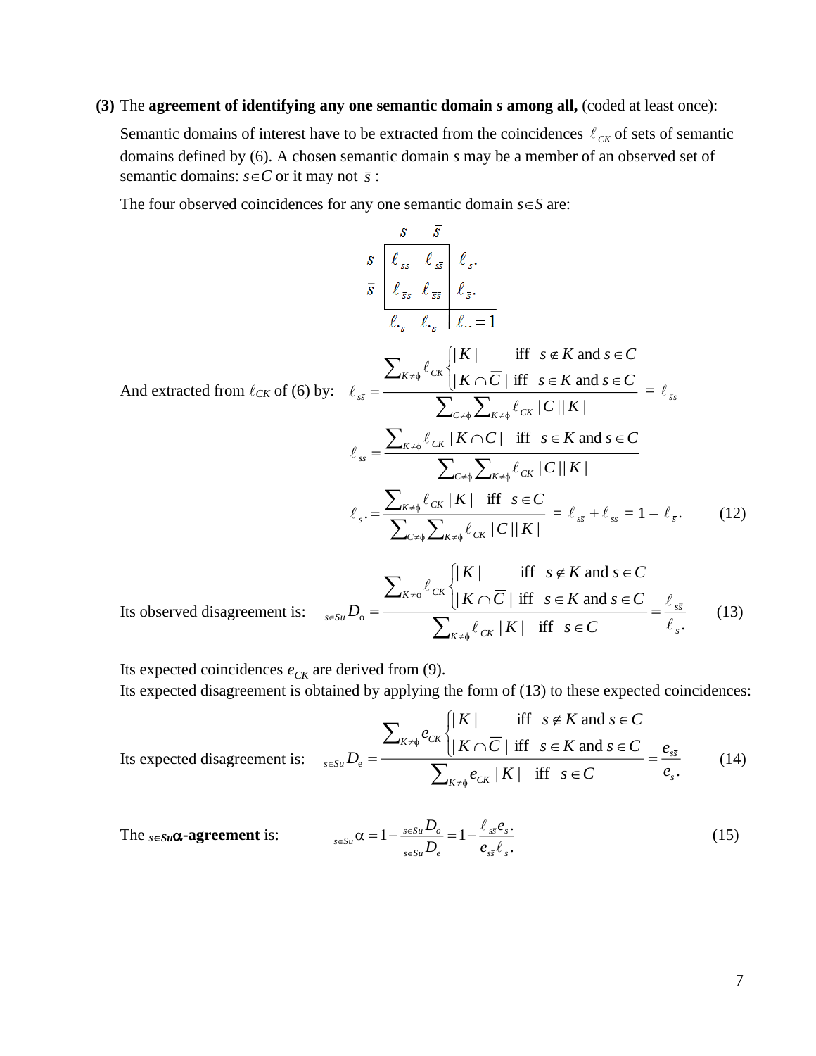**(3)** The **agreement of identifying any one semantic domain *s* among all,** (coded at least once):

Semantic domains of interest have to be extracted from the coincidences $\ell_{CK}$ of sets of semantic domains defined by (6). A chosen semantic domain *s* may be a member of an observed set of semantic domains: $s \in C$ or it may not $\bar{s}$ :

The four observed coincidences for any one semantic domain $s \in S$ are:

$$
\begin{array}{c|cc|c}
 & s & \bar{s} & \\
\hline
s & \ell_{ss} & \ell_{s\bar{s}} & \ell_{s\cdot} \\
\bar{s} & \ell_{\bar{s}s} & \ell_{\bar{s}\bar{s}} & \ell_{\bar{s}\cdot} \\
\hline
 & \ell_{\cdot s} & \ell_{\cdot\bar{s}} & \ell_{\cdot\cdot} = 1
\end{array}
$$

And extracted from $\ell_{CK}$ of (6) by:

$$
\ell_{s\bar{s}} = \frac{\sum_{K \neq \phi} \ell_{CK} \begin{cases} |K| & \text{iff } s \notin K \text{ and } s \in C \\ |K \cap \bar{C}| & \text{iff } s \in K \text{ and } s \in C \end{cases}}{\sum_{C \neq \phi} \sum_{K \neq \phi} \ell_{CK} |C||K|} = \ell_{\bar{s}s}
$$

$$
\ell_{ss} = \frac{\sum_{K \neq \phi} \ell_{CK} |K \cap C| \quad \text{iff } s \in K \text{ and } s \in C}{\sum_{C \neq \phi} \sum_{K \neq \phi} \ell_{CK} |C||K|}
$$

$$
\ell_{s\cdot} = \frac{\sum_{K \neq \phi} \ell_{CK} |K| \quad \text{iff } s \in C}{\sum_{C \neq \phi} \sum_{K \neq \phi} \ell_{CK} |C||K|} = \ell_{s\bar{s}} + \ell_{ss} = 1 - \ell_{\bar{s}\cdot} \qquad (12)
$$

Its observed disagreement is:

$$
{}_{s \in Su}D_o = \frac{\sum_{K \neq \phi} \ell_{CK} \begin{cases} |K| & \text{iff } s \notin K \text{ and } s \in C \\ |K \cap \bar{C}| & \text{iff } s \in K \text{ and } s \in C \end{cases}}{\sum_{K \neq \phi} \ell_{CK} |K| \quad \text{iff } s \in C} = \frac{\ell_{s\bar{s}}}{\ell_{s\cdot}} \qquad (13)
$$

Its expected coincidences $e_{CK}$ are derived from (9).
Its expected disagreement is obtained by applying the form of (13) to these expected coincidences:

Its expected disagreement is:

$$
{}_{s \in Su}D_e = \frac{\sum_{K \neq \phi} e_{CK} \begin{cases} |K| & \text{iff } s \notin K \text{ and } s \in C \\ |K \cap \bar{C}| & \text{iff } s \in K \text{ and } s \in C \end{cases}}{\sum_{K \neq \phi} e_{CK} |K| \quad \text{iff } s \in C} = \frac{e_{s\bar{s}}}{e_{s\cdot}} \qquad (14)
$$

The ${}_{s \in Su}\alpha$**-agreement** is:

$$
{}_{s \in Su}\alpha = 1 - \frac{{}_{s \in Su}D_o}{{}_{s \in Su}D_e} = 1 - \frac{\ell_{s\bar{s}} e_{s\cdot}}{e_{s\bar{s}} \ell_{s\cdot}} \qquad (15)
$$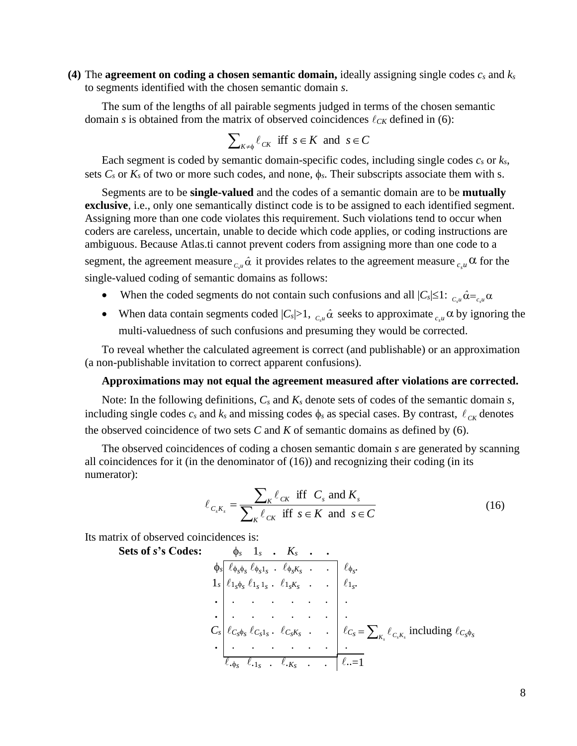**(4)** The **agreement on coding a chosen semantic domain,** ideally assigning single codes $c_s$ and $k_s$ to segments identified with the chosen semantic domain $s$.

The sum of the lengths of all pairable segments judged in terms of the chosen semantic domain $s$ is obtained from the matrix of observed coincidences $\ell_{CK}$ defined in (6):

$$\sum_{K\neq\phi} \ell_{CK} \;\text{ iff }\; s \in K \;\text{ and }\; s \in C$$

Each segment is coded by semantic domain-specific codes, including single codes $c_s$ or $k_s$, sets $C_s$ or $K_s$ of two or more such codes, and none, $\phi_s$. Their subscripts associate them with s.

Segments are to be **single-valued** and the codes of a semantic domain are to be **mutually exclusive**, i.e., only one semantically distinct code is to be assigned to each identified segment. Assigning more than one code violates this requirement. Such violations tend to occur when coders are careless, uncertain, unable to decide which code applies, or coding instructions are ambiguous. Because Atlas.ti cannot prevent coders from assigning more than one code to a segment, the agreement measure ${}_{C_s u}\hat{\alpha}$ it provides relates to the agreement measure ${}_{c_s u}\alpha$ for the single-valued coding of semantic domains as follows:

- When the coded segments do not contain such confusions and all $|C_s|\leq 1$: ${}_{C_s u}\hat{\alpha} = {}_{c_s u}\alpha$
- When data contain segments coded $|C_s|>1$, ${}_{C_s u}\hat{\alpha}$ seeks to approximate ${}_{c_s u}\alpha$ by ignoring the multi-valuedness of such confusions and presuming they would be corrected.

To reveal whether the calculated agreement is correct (and publishable) or an approximation (a non-publishable invitation to correct apparent confusions).

**Approximations may not equal the agreement measured after violations are corrected.**

Note: In the following definitions, $C_s$ and $K_s$ denote sets of codes of the semantic domain $s$, including single codes $c_s$ and $k_s$ and missing codes $\phi_s$ as special cases. By contrast, $\ell_{CK}$ denotes the observed coincidence of two sets $C$ and $K$ of semantic domains as defined by (6).

The observed coincidences of coding a chosen semantic domain $s$ are generated by scanning all coincidences for it (in the denominator of (16)) and recognizing their coding (in its numerator):

$$\ell_{C_s K_s} = \frac{\sum_K \ell_{CK} \;\text{ iff }\; C_s \text{ and } K_s}{\sum_K \ell_{CK} \;\text{ iff }\; s \in K \;\text{ and }\; s \in C} \tag{16}$$

Its matrix of observed coincidences is:

| **Sets of $s$'s Codes:** | $\phi_s$ | $1_s$ | . | $K_s$ | . | . | |
|---|---|---|---|---|---|---|---|
| $\phi_s$ | $\ell_{\phi_s\phi_s}$ | $\ell_{\phi_s 1_s}$ | . | $\ell_{\phi_s K_s}$ | . | . | $\ell_{\phi_s\cdot}$ |
| $1_s$ | $\ell_{1_s\phi_s}$ | $\ell_{1_s 1_s}$ | . | $\ell_{1_s K_s}$ | . | . | $\ell_{1_s\cdot}$ |
| . | . | . | . | . | . | . | . |
| . | . | . | . | . | . | . | . |
| $C_s$ | $\ell_{C_s\phi_s}$ | $\ell_{C_s 1_s}$ | . | $\ell_{C_s K_s}$ | . | . | $\ell_{C_s} = \sum_{K_s} \ell_{C_s K_s}$ including $\ell_{C_s\phi_s}$ |
| . | . | . | . | . | . | . | . |
| | $\ell_{\cdot\phi_s}$ | $\ell_{\cdot 1_s}$ | . | $\ell_{\cdot K_s}$ | . | . | $\ell_{\cdot\cdot}=1$ |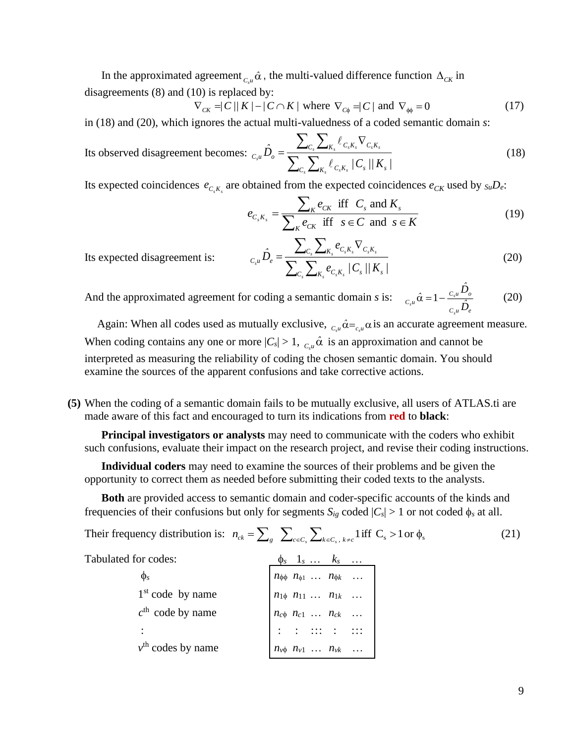In the approximated agreement ${}_{C_s u}\hat{\alpha}$, the multi-valued difference function $\Delta_{CK}$ in disagreements (8) and (10) is replaced by:

$$\nabla_{CK} = |C||K| - |C \cap K| \text{ where } \nabla_{C\phi} = |C| \text{ and } \nabla_{\phi\phi} = 0 \tag{17}$$

in (18) and (20), which ignores the actual multi-valuedness of a coded semantic domain *s*:

Its observed disagreement becomes:

$${}_{C_s u}\hat{D}_o = \frac{\sum_{C_s}\sum_{K_s} \ell_{C_s K_s} \nabla_{C_s K_s}}{\sum_{C_s}\sum_{K_s} \ell_{C_s K_s} |C_s||K_s|} \tag{18}$$

Its expected coincidences $e_{C_s K_s}$ are obtained from the expected coincidences $e_{CK}$ used by ${}_{su}D_e$:

$$e_{C_s K_s} = \frac{\sum_K e_{CK} \text{ iff } C_s \text{ and } K_s}{\sum_K e_{CK} \text{ iff } s \in C \text{ and } s \in K} \tag{19}$$

Its expected disagreement is:

$${}_{C_s u}\hat{D}_e = \frac{\sum_{C_s}\sum_{K_s} e_{C_s K_s} \nabla_{C_s K_s}}{\sum_{C_s}\sum_{K_s} e_{C_s K_s} |C_s||K_s|} \tag{20}$$

And the approximated agreement for coding a semantic domain *s* is:

$${}_{C_s u}\hat{\alpha} = 1 - \frac{{}_{C_s u}\hat{D}_o}{{}_{C_s u}\hat{D}_e} \tag{20}$$

Again: When all codes used as mutually exclusive, ${}_{C_s u}\hat{\alpha} = {}_{c_s u}\alpha$ is an accurate agreement measure. When coding contains any one or more $|C_s| > 1$, ${}_{C_s u}\hat{\alpha}$ is an approximation and cannot be interpreted as measuring the reliability of coding the chosen semantic domain. You should examine the sources of the apparent confusions and take corrective actions.

**(5)** When the coding of a semantic domain fails to be mutually exclusive, all users of ATLAS.ti are made aware of this fact and encouraged to turn its indications from **red** to **black**:

**Principal investigators or analysts** may need to communicate with the coders who exhibit such confusions, evaluate their impact on the research project, and revise their coding instructions.

**Individual coders** may need to examine the sources of their problems and be given the opportunity to correct them as needed before submitting their coded texts to the analysts.

**Both** are provided access to semantic domain and coder-specific accounts of the kinds and frequencies of their confusions but only for segments $S_{ig}$ coded $|C_s| > 1$ or not coded $\phi_s$ at all.

Their frequency distribution is:

$$n_{ck} = \sum_g \sum_{c \in C_s} \sum_{k \in C_s,\, k \neq c} 1 \text{ iff } C_s > 1 \text{ or } \phi_s \tag{21}$$

Tabulated for codes:

| | $\phi_s$ | $1_s$ | … | $k_s$ | … |
|---|---|---|---|---|---|
| $\phi_s$ | $n_{\phi\phi}$ | $n_{\phi 1}$ | … | $n_{\phi k}$ | … |
| 1st code by name | $n_{1\phi}$ | $n_{11}$ | … | $n_{1k}$ | … |
| $c$th code by name | $n_{c\phi}$ | $n_{c1}$ | … | $n_{ck}$ | … |
| : | : | : | ∷ | : | ∷ |
| $v$th codes by name | $n_{v\phi}$ | $n_{v1}$ | … | $n_{vk}$ | … |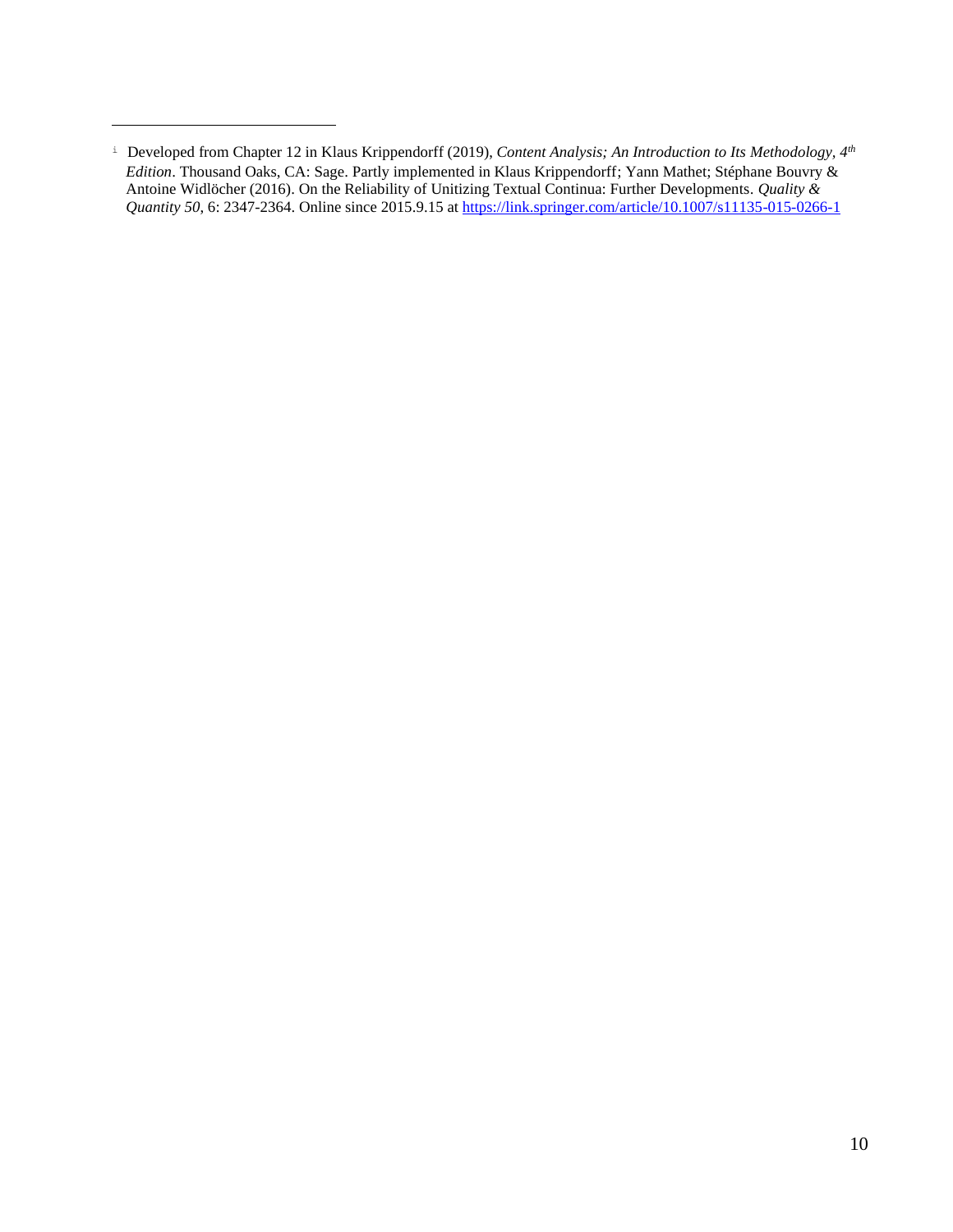---

[i] Developed from Chapter 12 in Klaus Krippendorff (2019), *Content Analysis; An Introduction to Its Methodology, 4th Edition*. Thousand Oaks, CA: Sage. Partly implemented in Klaus Krippendorff; Yann Mathet; Stéphane Bouvry & Antoine Widlöcher (2016). On the Reliability of Unitizing Textual Continua: Further Developments. *Quality & Quantity 50*, 6: 2347-2364. Online since 2015.9.15 at https://link.springer.com/article/10.1007/s11135-015-0266-1